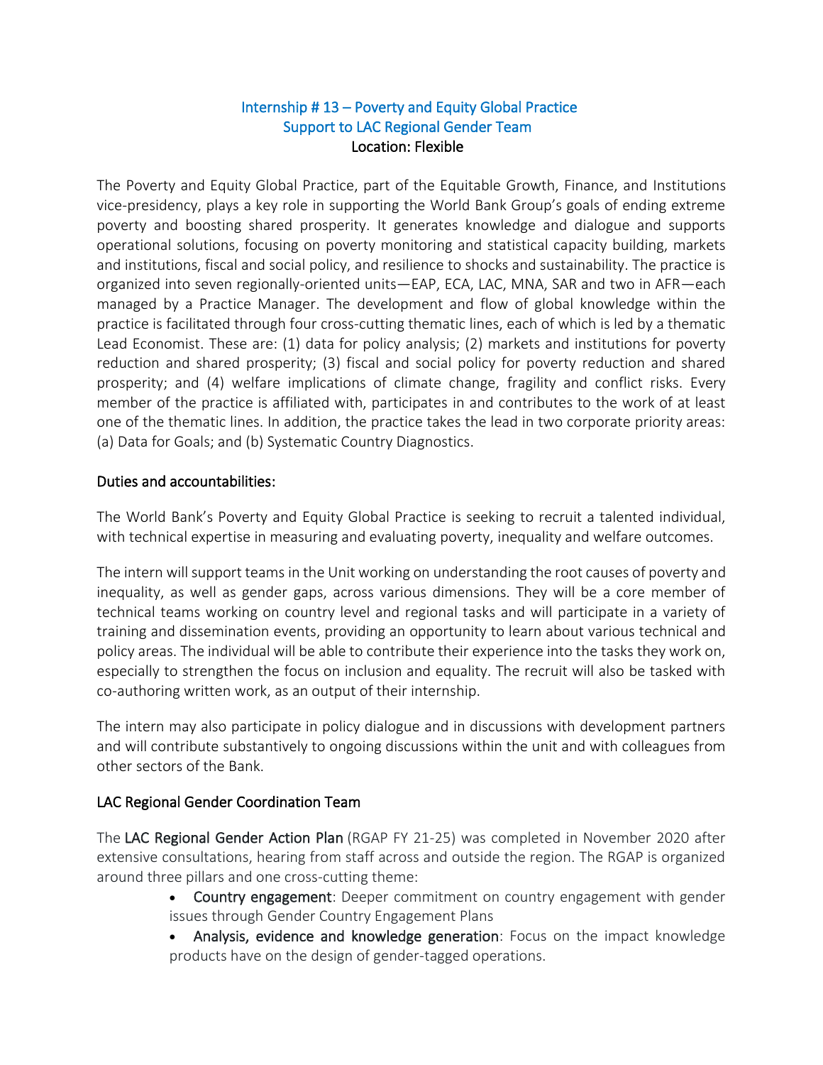# Internship # 13 – Poverty and Equity Global Practice
## Support to LAC Regional Gender Team
**Location: Flexible**

The Poverty and Equity Global Practice, part of the Equitable Growth, Finance, and Institutions vice-presidency, plays a key role in supporting the World Bank Group's goals of ending extreme poverty and boosting shared prosperity. It generates knowledge and dialogue and supports operational solutions, focusing on poverty monitoring and statistical capacity building, markets and institutions, fiscal and social policy, and resilience to shocks and sustainability. The practice is organized into seven regionally-oriented units—EAP, ECA, LAC, MNA, SAR and two in AFR—each managed by a Practice Manager. The development and flow of global knowledge within the practice is facilitated through four cross-cutting thematic lines, each of which is led by a thematic Lead Economist. These are: (1) data for policy analysis; (2) markets and institutions for poverty reduction and shared prosperity; (3) fiscal and social policy for poverty reduction and shared prosperity; and (4) welfare implications of climate change, fragility and conflict risks. Every member of the practice is affiliated with, participates in and contributes to the work of at least one of the thematic lines. In addition, the practice takes the lead in two corporate priority areas: (a) Data for Goals; and (b) Systematic Country Diagnostics.

### Duties and accountabilities:

The World Bank's Poverty and Equity Global Practice is seeking to recruit a talented individual, with technical expertise in measuring and evaluating poverty, inequality and welfare outcomes.

The intern will support teams in the Unit working on understanding the root causes of poverty and inequality, as well as gender gaps, across various dimensions. They will be a core member of technical teams working on country level and regional tasks and will participate in a variety of training and dissemination events, providing an opportunity to learn about various technical and policy areas. The individual will be able to contribute their experience into the tasks they work on, especially to strengthen the focus on inclusion and equality. The recruit will also be tasked with co-authoring written work, as an output of their internship.

The intern may also participate in policy dialogue and in discussions with development partners and will contribute substantively to ongoing discussions within the unit and with colleagues from other sectors of the Bank.

### LAC Regional Gender Coordination Team

The **LAC Regional Gender Action Plan** (RGAP FY 21-25) was completed in November 2020 after extensive consultations, hearing from staff across and outside the region. The RGAP is organized around three pillars and one cross-cutting theme:

- **Country engagement**: Deeper commitment on country engagement with gender issues through Gender Country Engagement Plans
- **Analysis, evidence and knowledge generation**: Focus on the impact knowledge products have on the design of gender-tagged operations.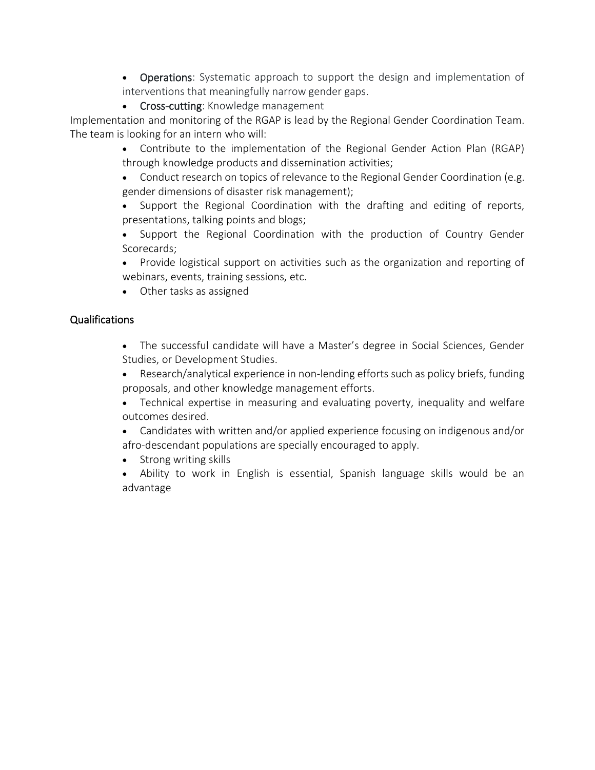- **Operations**: Systematic approach to support the design and implementation of interventions that meaningfully narrow gender gaps.
- **Cross-cutting**: Knowledge management

Implementation and monitoring of the RGAP is lead by the Regional Gender Coordination Team. The team is looking for an intern who will:

- Contribute to the implementation of the Regional Gender Action Plan (RGAP) through knowledge products and dissemination activities;
- Conduct research on topics of relevance to the Regional Gender Coordination (e.g. gender dimensions of disaster risk management);
- Support the Regional Coordination with the drafting and editing of reports, presentations, talking points and blogs;
- Support the Regional Coordination with the production of Country Gender Scorecards;
- Provide logistical support on activities such as the organization and reporting of webinars, events, training sessions, etc.
- Other tasks as assigned

## Qualifications

- The successful candidate will have a Master's degree in Social Sciences, Gender Studies, or Development Studies.
- Research/analytical experience in non-lending efforts such as policy briefs, funding proposals, and other knowledge management efforts.
- Technical expertise in measuring and evaluating poverty, inequality and welfare outcomes desired.
- Candidates with written and/or applied experience focusing on indigenous and/or afro-descendant populations are specially encouraged to apply.
- Strong writing skills
- Ability to work in English is essential, Spanish language skills would be an advantage